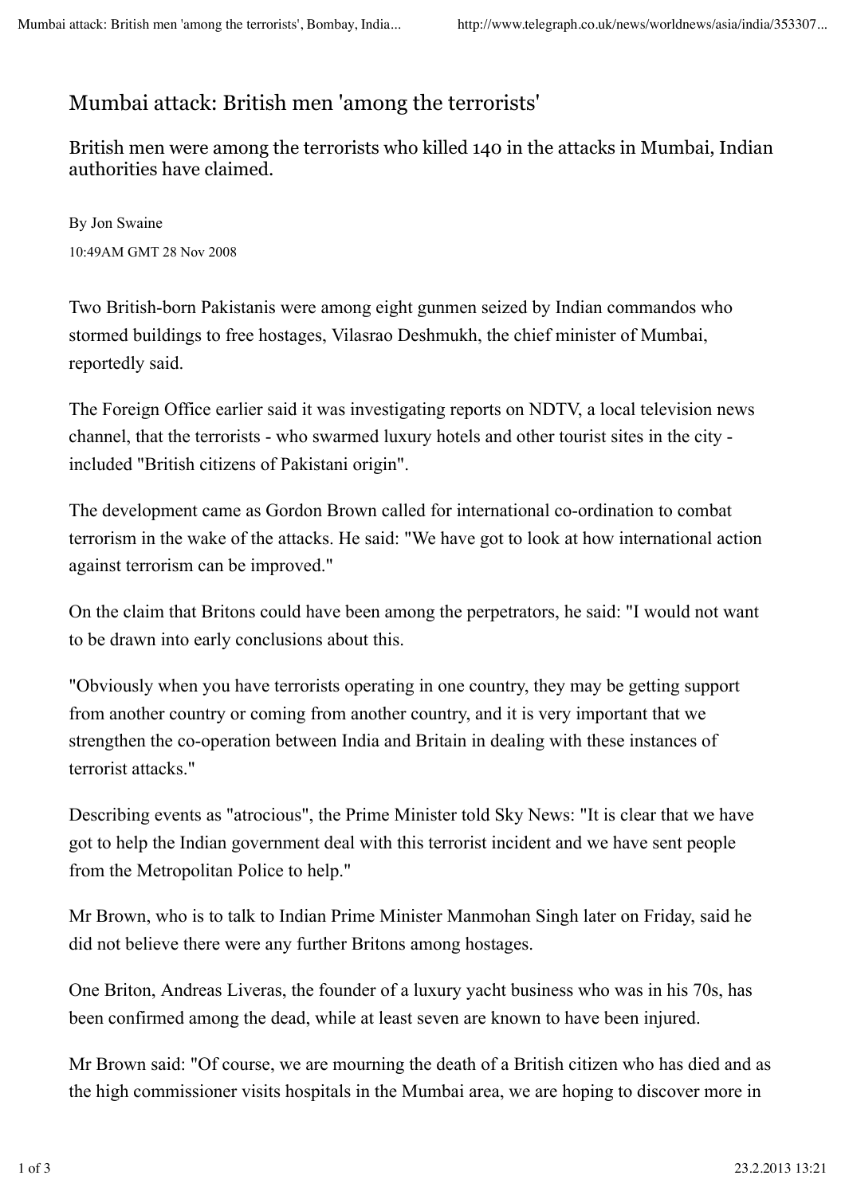# Mumbai attack: British men 'among the terrorists'

## British men were among the terrorists who killed 140 in the attacks in Mumbai, Indian authorities have claimed.

By Jon Swaine

10:49AM GMT 28 Nov 2008

Two British-born Pakistanis were among eight gunmen seized by Indian commandos who stormed buildings to free hostages, Vilasrao Deshmukh, the chief minister of Mumbai, reportedly said.

The Foreign Office earlier said it was investigating reports on NDTV, a local television news channel, that the terrorists - who swarmed luxury hotels and other tourist sites in the city - included "British citizens of Pakistani origin".

The development came as Gordon Brown called for international co-ordination to combat terrorism in the wake of the attacks. He said: "We have got to look at how international action against terrorism can be improved."

On the claim that Britons could have been among the perpetrators, he said: "I would not want to be drawn into early conclusions about this.

"Obviously when you have terrorists operating in one country, they may be getting support from another country or coming from another country, and it is very important that we strengthen the co-operation between India and Britain in dealing with these instances of terrorist attacks."

Describing events as "atrocious", the Prime Minister told Sky News: "It is clear that we have got to help the Indian government deal with this terrorist incident and we have sent people from the Metropolitan Police to help."

Mr Brown, who is to talk to Indian Prime Minister Manmohan Singh later on Friday, said he did not believe there were any further Britons among hostages.

One Briton, Andreas Liveras, the founder of a luxury yacht business who was in his 70s, has been confirmed among the dead, while at least seven are known to have been injured.

Mr Brown said: "Of course, we are mourning the death of a British citizen who has died and as the high commissioner visits hospitals in the Mumbai area, we are hoping to discover more in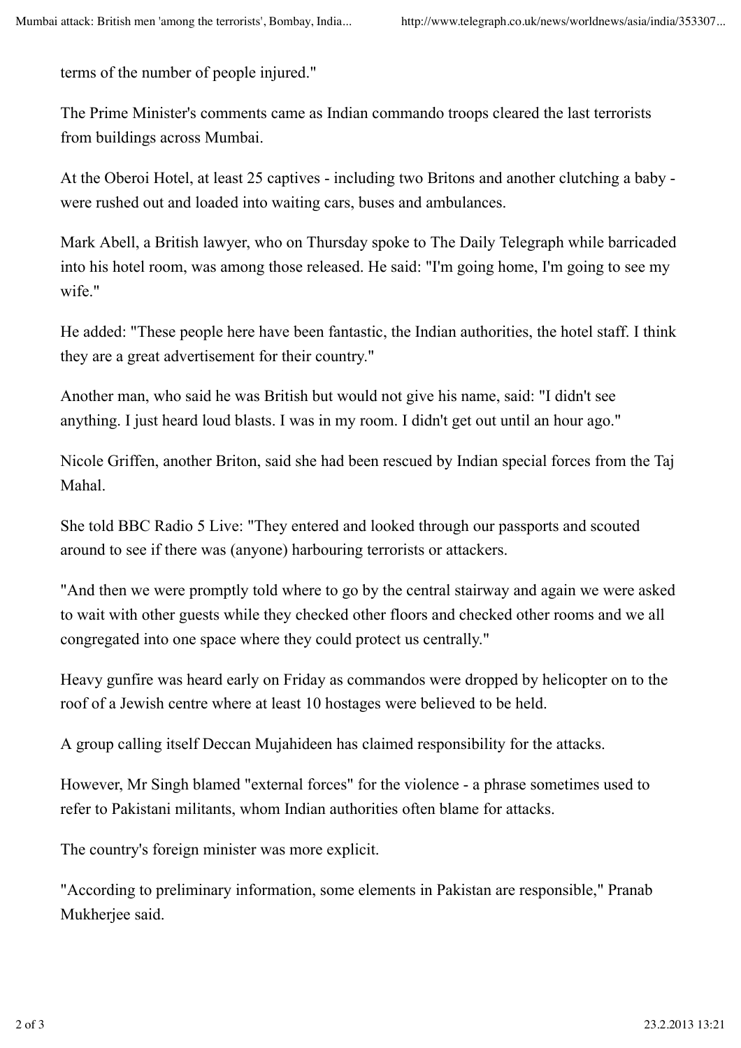terms of the number of people injured."

The Prime Minister's comments came as Indian commando troops cleared the last terrorists from buildings across Mumbai.

At the Oberoi Hotel, at least 25 captives - including two Britons and another clutching a baby - were rushed out and loaded into waiting cars, buses and ambulances.

Mark Abell, a British lawyer, who on Thursday spoke to The Daily Telegraph while barricaded into his hotel room, was among those released. He said: "I'm going home, I'm going to see my wife."

He added: "These people here have been fantastic, the Indian authorities, the hotel staff. I think they are a great advertisement for their country."

Another man, who said he was British but would not give his name, said: "I didn't see anything. I just heard loud blasts. I was in my room. I didn't get out until an hour ago."

Nicole Griffen, another Briton, said she had been rescued by Indian special forces from the Taj Mahal.

She told BBC Radio 5 Live: "They entered and looked through our passports and scouted around to see if there was (anyone) harbouring terrorists or attackers.

"And then we were promptly told where to go by the central stairway and again we were asked to wait with other guests while they checked other floors and checked other rooms and we all congregated into one space where they could protect us centrally."

Heavy gunfire was heard early on Friday as commandos were dropped by helicopter on to the roof of a Jewish centre where at least 10 hostages were believed to be held.

A group calling itself Deccan Mujahideen has claimed responsibility for the attacks.

However, Mr Singh blamed "external forces" for the violence - a phrase sometimes used to refer to Pakistani militants, whom Indian authorities often blame for attacks.

The country's foreign minister was more explicit.

"According to preliminary information, some elements in Pakistan are responsible," Pranab Mukherjee said.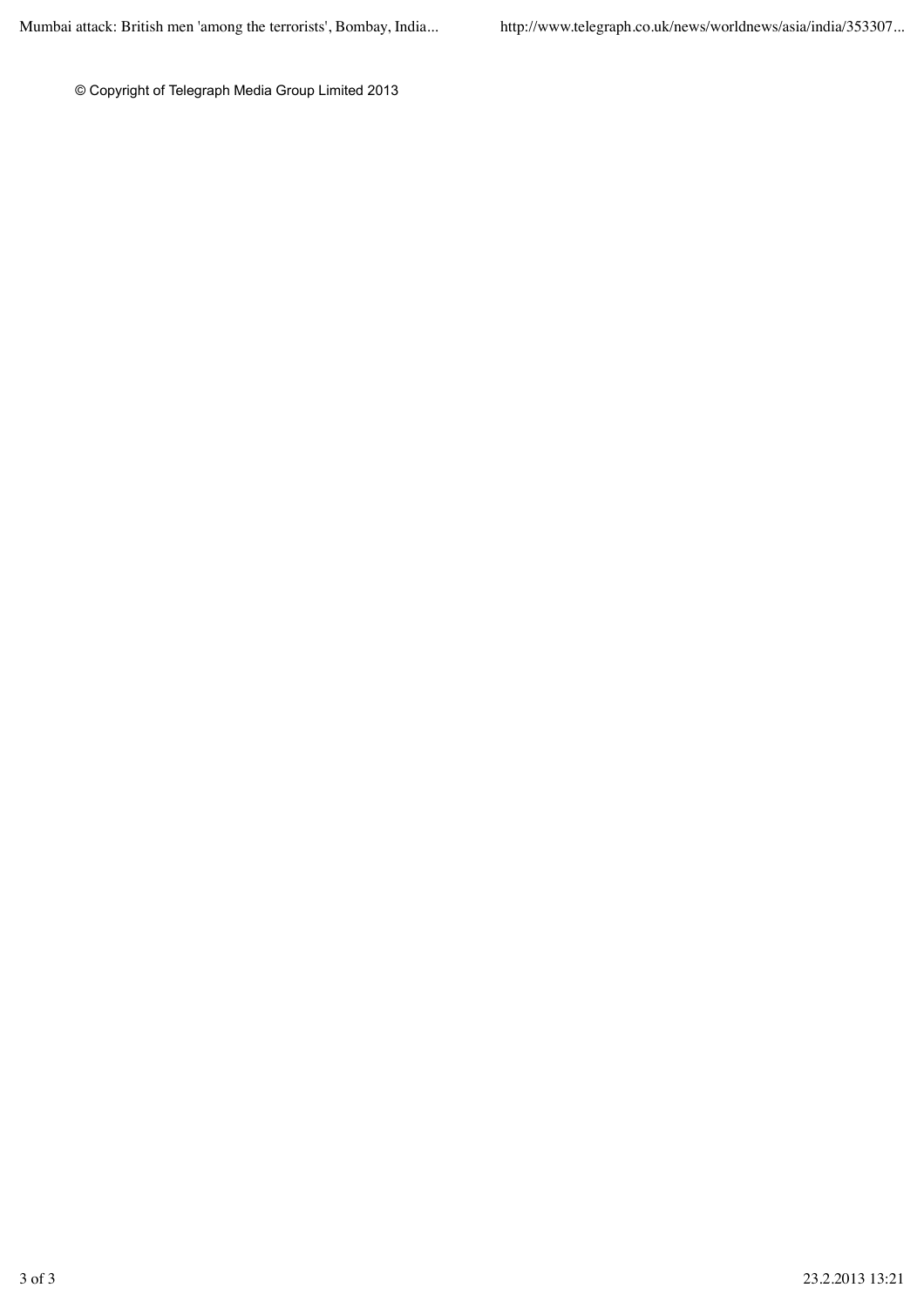© Copyright of Telegraph Media Group Limited 2013